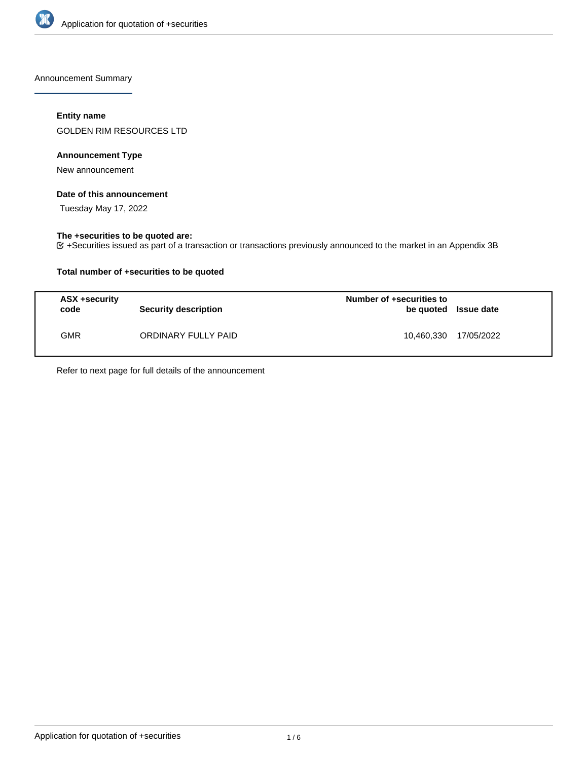## Announcement Summary

**Entity name**

GOLDEN RIM RESOURCES LTD

**Announcement Type**

New announcement

**Date of this announcement**

Tuesday May 17, 2022

**The +securities to be quoted are:**

☑ +Securities issued as part of a transaction or transactions previously announced to the market in an Appendix 3B

**Total number of +securities to be quoted**

| ASX +security code | Security description | Number of +securities to be quoted | Issue date |
|---|---|---|---|
| GMR | ORDINARY FULLY PAID | 10,460,330 | 17/05/2022 |

Refer to next page for full details of the announcement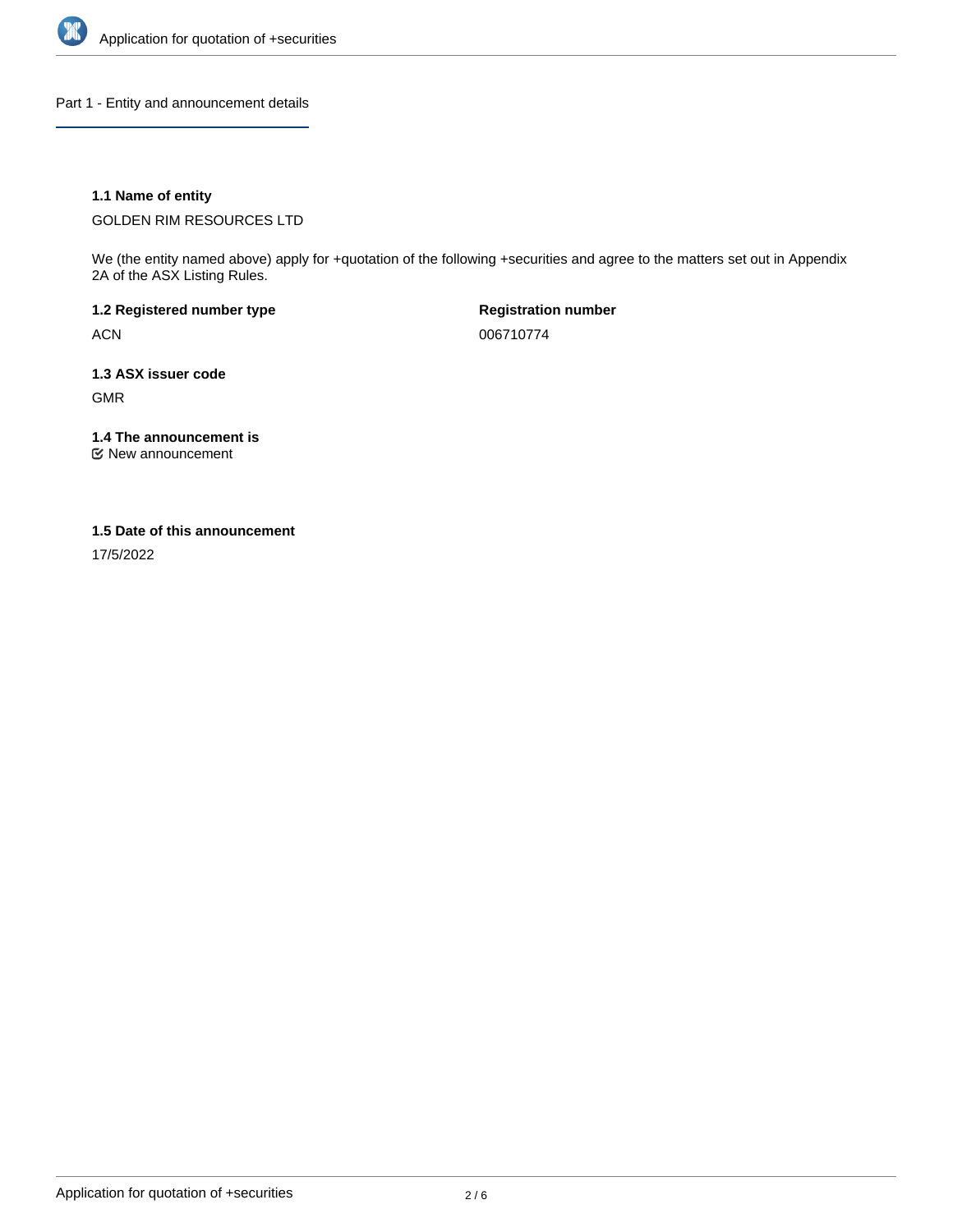## Part 1 - Entity and announcement details

### 1.1 Name of entity

GOLDEN RIM RESOURCES LTD

We (the entity named above) apply for +quotation of the following +securities and agree to the matters set out in Appendix 2A of the ASX Listing Rules.

**1.2 Registered number type**

ACN

**Registration number**

006710774

### 1.3 ASX issuer code

GMR

### 1.4 The announcement is

☑ New announcement

### 1.5 Date of this announcement

17/5/2022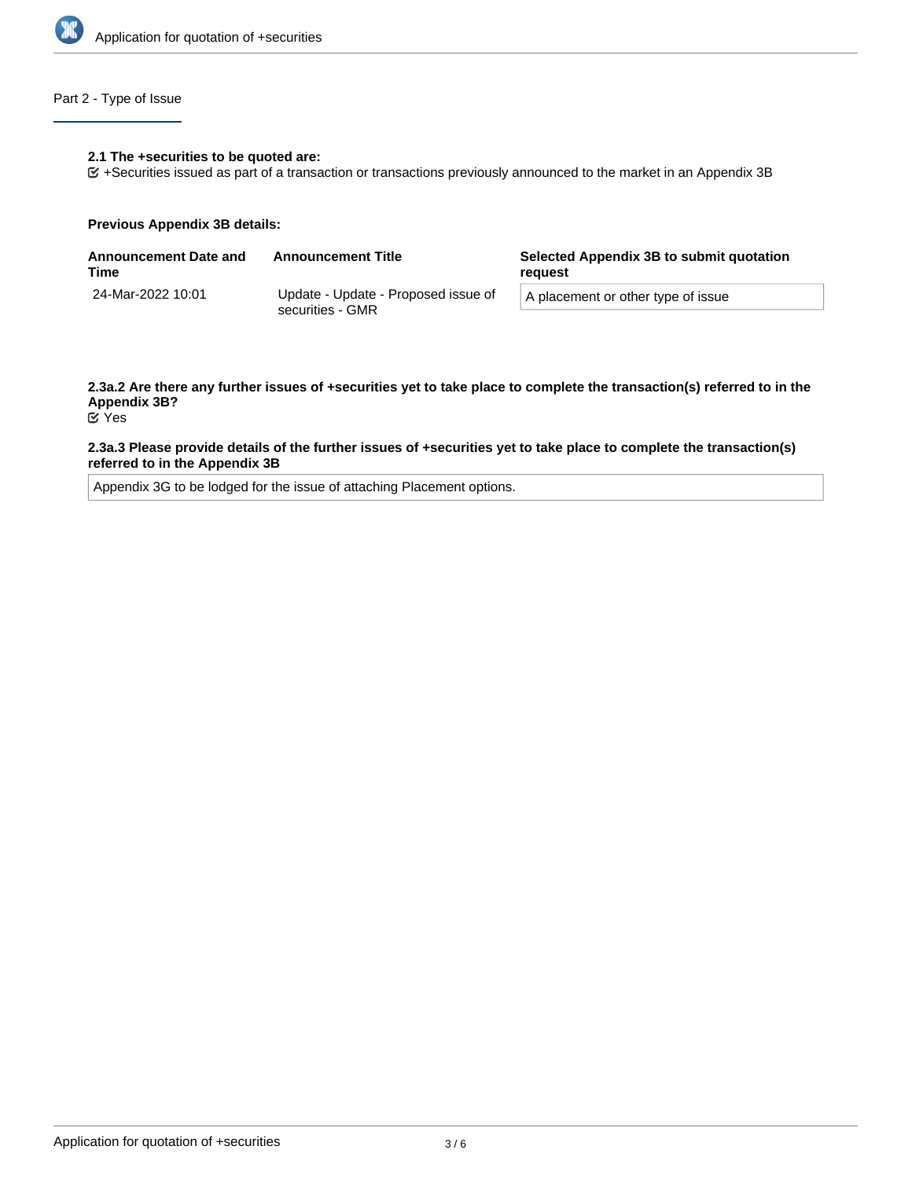## Part 2 - Type of Issue

**2.1 The +securities to be quoted are:**

☑ +Securities issued as part of a transaction or transactions previously announced to the market in an Appendix 3B

**Previous Appendix 3B details:**

| Announcement Date and Time | Announcement Title | Selected Appendix 3B to submit quotation request |
|---|---|---|
| 24-Mar-2022 10:01 | Update - Update - Proposed issue of securities - GMR | A placement or other type of issue |

**2.3a.2 Are there any further issues of +securities yet to take place to complete the transaction(s) referred to in the Appendix 3B?**

☑ Yes

**2.3a.3 Please provide details of the further issues of +securities yet to take place to complete the transaction(s) referred to in the Appendix 3B**

Appendix 3G to be lodged for the issue of attaching Placement options.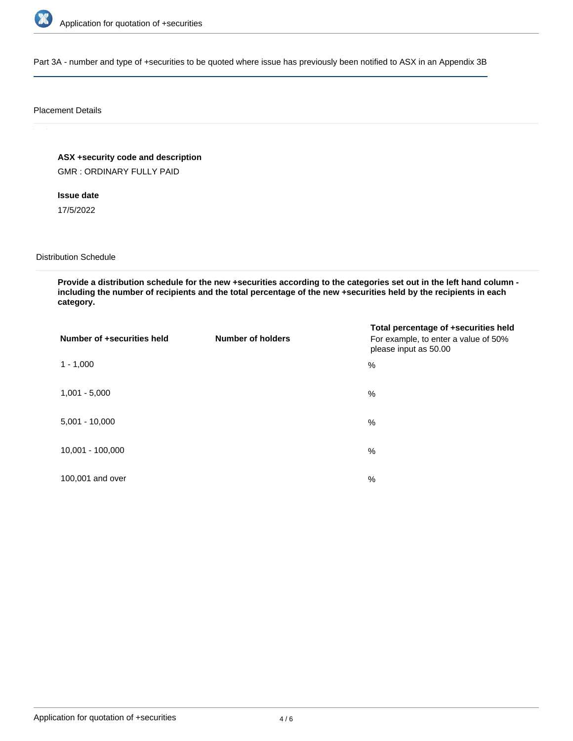Part 3A - number and type of +securities to be quoted where issue has previously been notified to ASX in an Appendix 3B

## Placement Details

**ASX +security code and description**

GMR : ORDINARY FULLY PAID

**Issue date**

17/5/2022

## Distribution Schedule

**Provide a distribution schedule for the new +securities according to the categories set out in the left hand column - including the number of recipients and the total percentage of the new +securities held by the recipients in each category.**

| Number of +securities held | Number of holders | Total percentage of +securities held<br>For example, to enter a value of 50% please input as 50.00 |
|---|---|---|
| 1 - 1,000 | | % |
| 1,001 - 5,000 | | % |
| 5,001 - 10,000 | | % |
| 10,001 - 100,000 | | % |
| 100,001 and over | | % |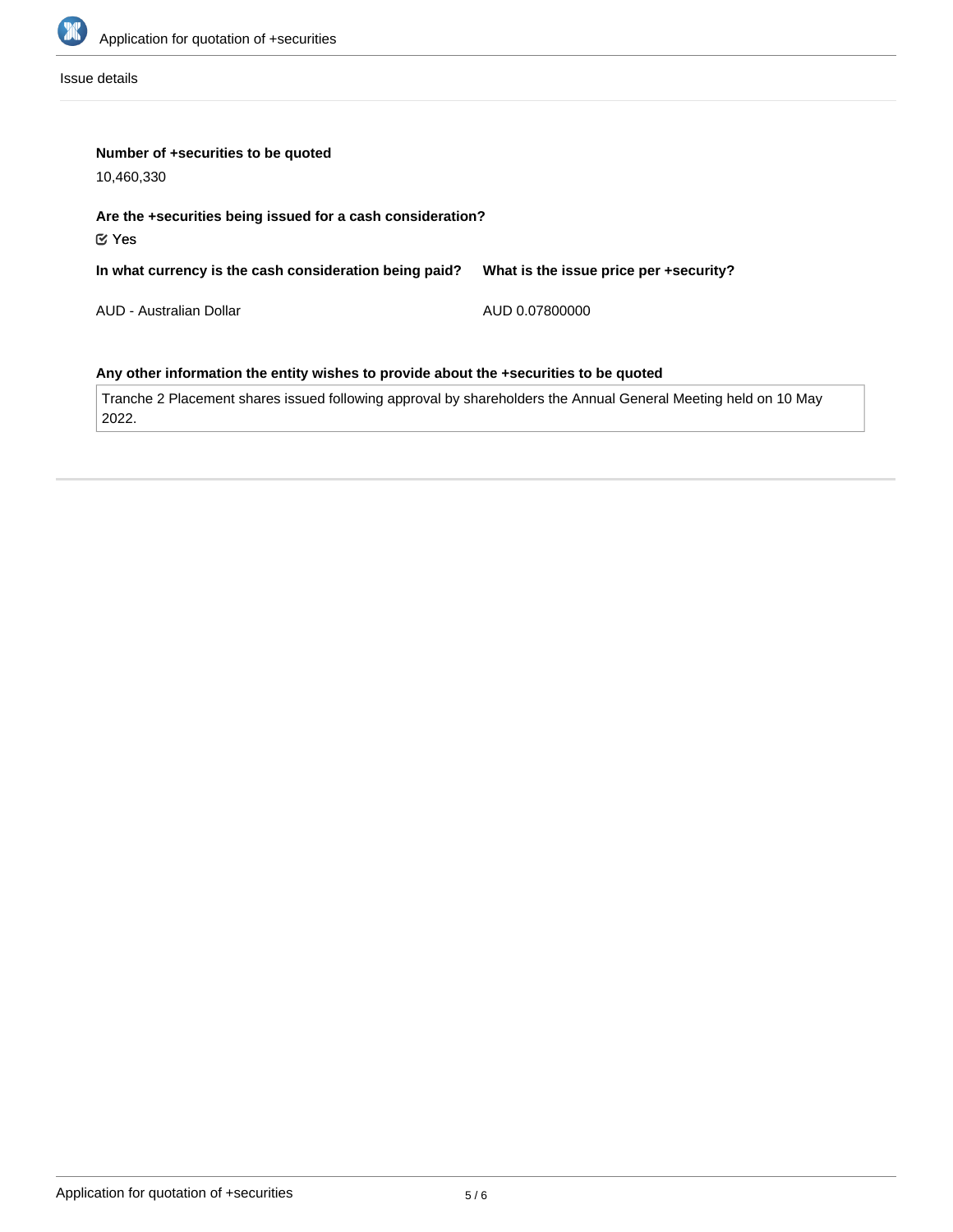Issue details

**Number of +securities to be quoted**

10,460,330

**Are the +securities being issued for a cash consideration?**

☑ Yes

| In what currency is the cash consideration being paid? | What is the issue price per +security? |
| --- | --- |
| AUD - Australian Dollar | AUD 0.07800000 |

**Any other information the entity wishes to provide about the +securities to be quoted**

Tranche 2 Placement shares issued following approval by shareholders the Annual General Meeting held on 10 May 2022.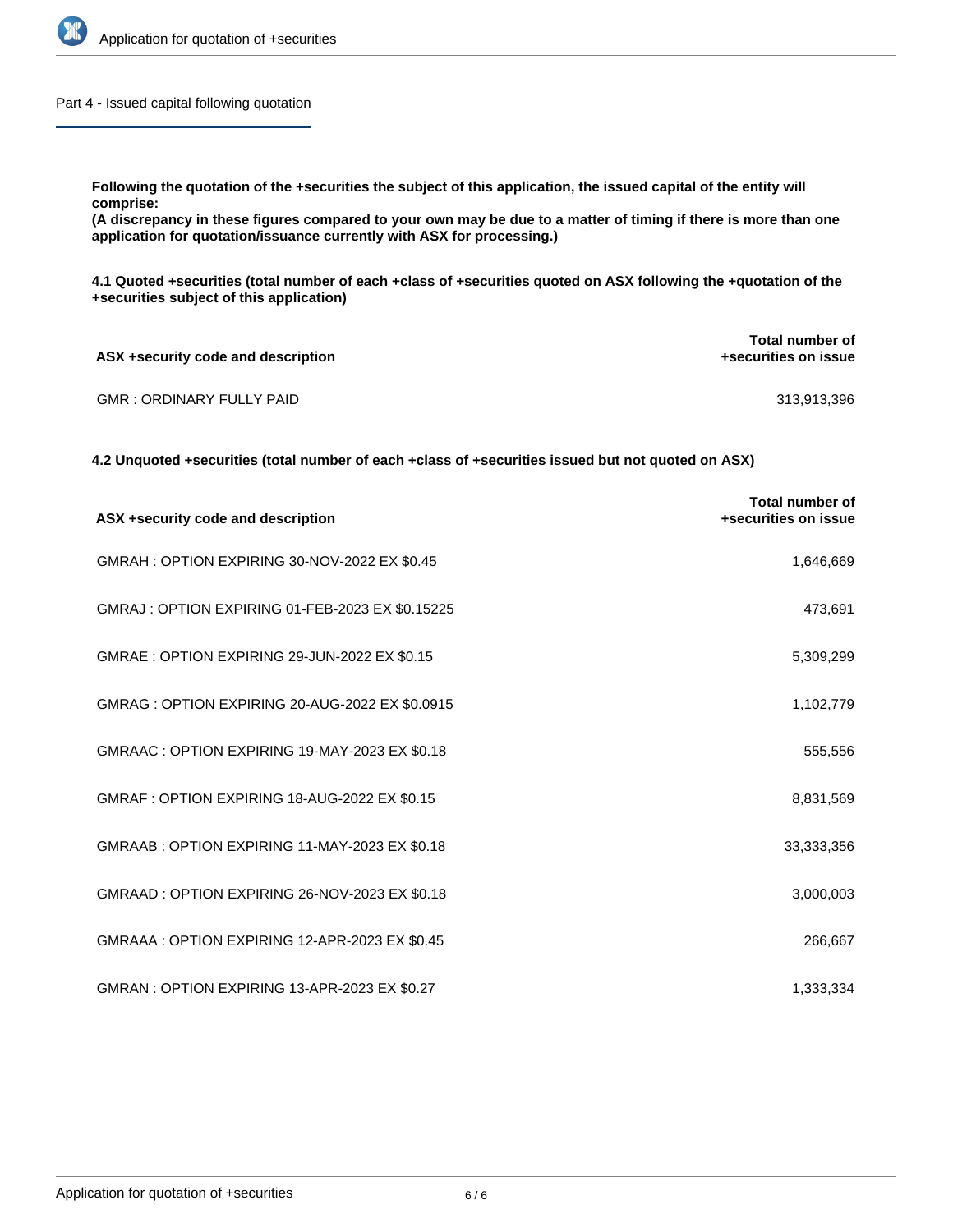## Part 4 - Issued capital following quotation

**Following the quotation of the +securities the subject of this application, the issued capital of the entity will comprise:**
**(A discrepancy in these figures compared to your own may be due to a matter of timing if there is more than one application for quotation/issuance currently with ASX for processing.)**

**4.1 Quoted +securities (total number of each +class of +securities quoted on ASX following the +quotation of the +securities subject of this application)**

| ASX +security code and description | Total number of +securities on issue |
|---|---|
| GMR : ORDINARY FULLY PAID | 313,913,396 |

**4.2 Unquoted +securities (total number of each +class of +securities issued but not quoted on ASX)**

| ASX +security code and description | Total number of +securities on issue |
|---|---|
| GMRAH : OPTION EXPIRING 30-NOV-2022 EX $0.45 | 1,646,669 |
| GMRAJ : OPTION EXPIRING 01-FEB-2023 EX $0.15225 | 473,691 |
| GMRAE : OPTION EXPIRING 29-JUN-2022 EX $0.15 | 5,309,299 |
| GMRAG : OPTION EXPIRING 20-AUG-2022 EX $0.0915 | 1,102,779 |
| GMRAAC : OPTION EXPIRING 19-MAY-2023 EX $0.18 | 555,556 |
| GMRAF : OPTION EXPIRING 18-AUG-2022 EX $0.15 | 8,831,569 |
| GMRAAB : OPTION EXPIRING 11-MAY-2023 EX $0.18 | 33,333,356 |
| GMRAAD : OPTION EXPIRING 26-NOV-2023 EX $0.18 | 3,000,003 |
| GMRAAA : OPTION EXPIRING 12-APR-2023 EX $0.45 | 266,667 |
| GMRAN : OPTION EXPIRING 13-APR-2023 EX $0.27 | 1,333,334 |